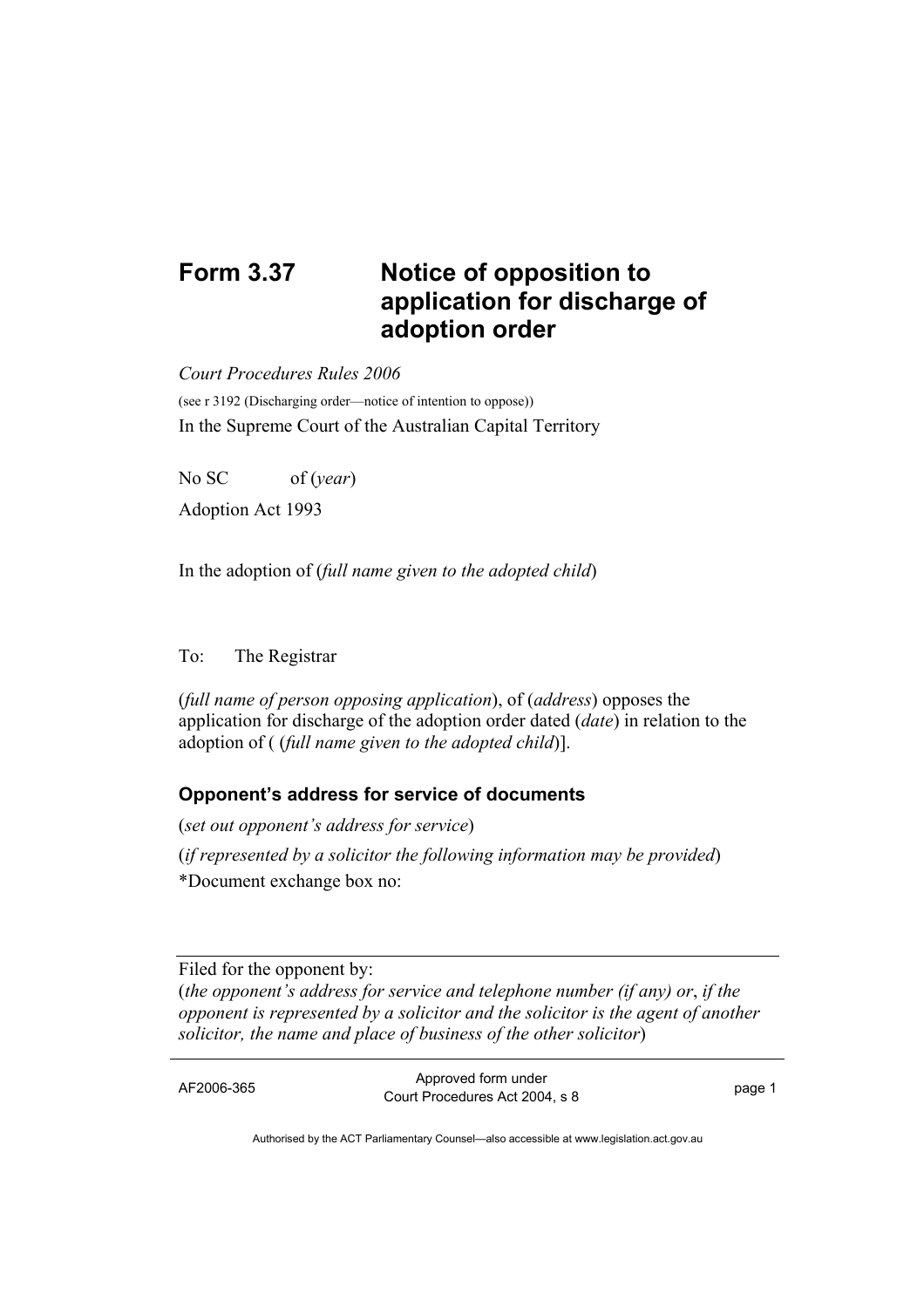# Form 3.37 Notice of opposition to application for discharge of adoption order

*Court Procedures Rules 2006*

(see r 3192 (Discharging order—notice of intention to oppose))

In the Supreme Court of the Australian Capital Territory

No SC of (*year*)

Adoption Act 1993

In the adoption of (*full name given to the adopted child*)

To: The Registrar

(*full name of person opposing application*), of (*address*) opposes the application for discharge of the adoption order dated (*date*) in relation to the adoption of ( (*full name given to the adopted child*)].

### Opponent's address for service of documents

(*set out opponent's address for service*)

(*if represented by a solicitor the following information may be provided*)

*Document exchange box no:

---

Filed for the opponent by:

(*the opponent's address for service and telephone number (if any) or*, *if the opponent is represented by a solicitor and the solicitor is the agent of another solicitor, the name and place of business of the other solicitor*)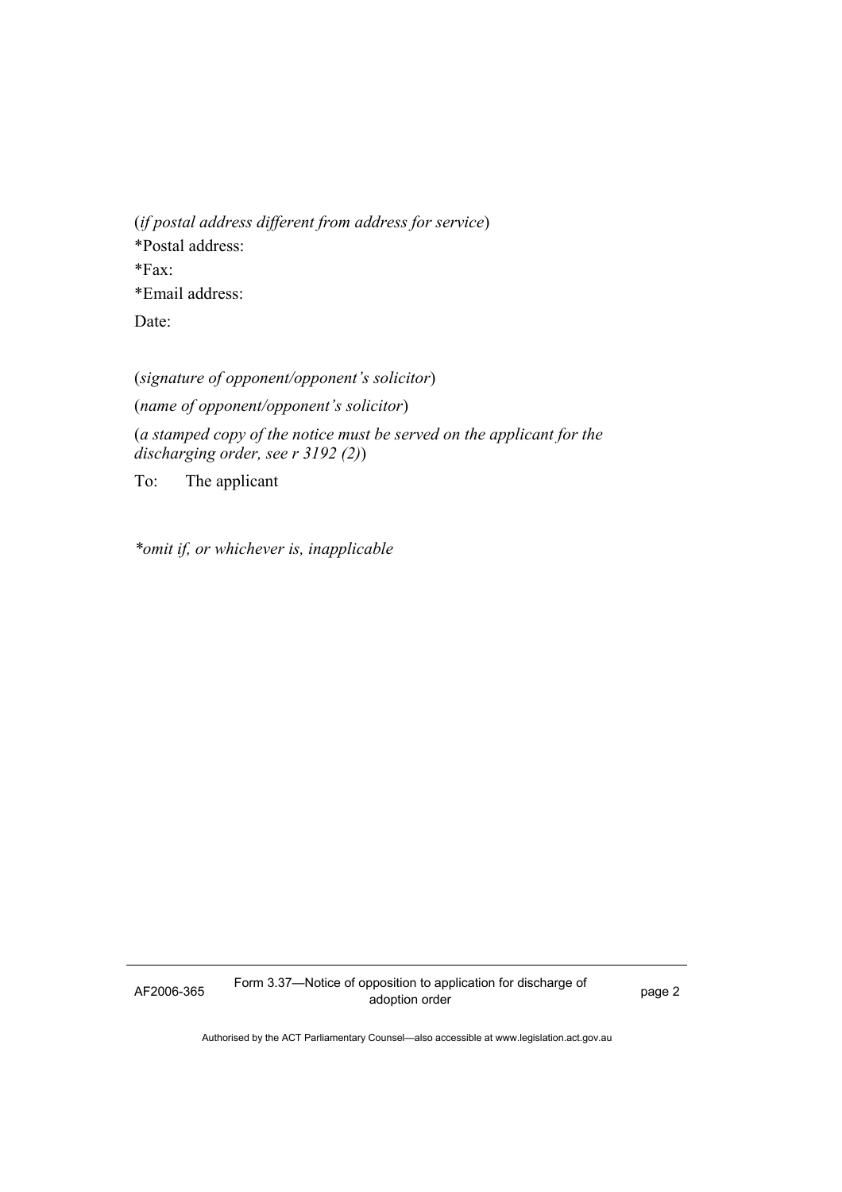(*if postal address different from address for service*)

*Postal address:

*Fax:

*Email address:

Date:

(*signature of opponent/opponent's solicitor*)

(*name of opponent/opponent's solicitor*)

(*a stamped copy of the notice must be served on the applicant for the discharging order, see r 3192 (2)*)

To: The applicant

**omit if, or whichever is, inapplicable*